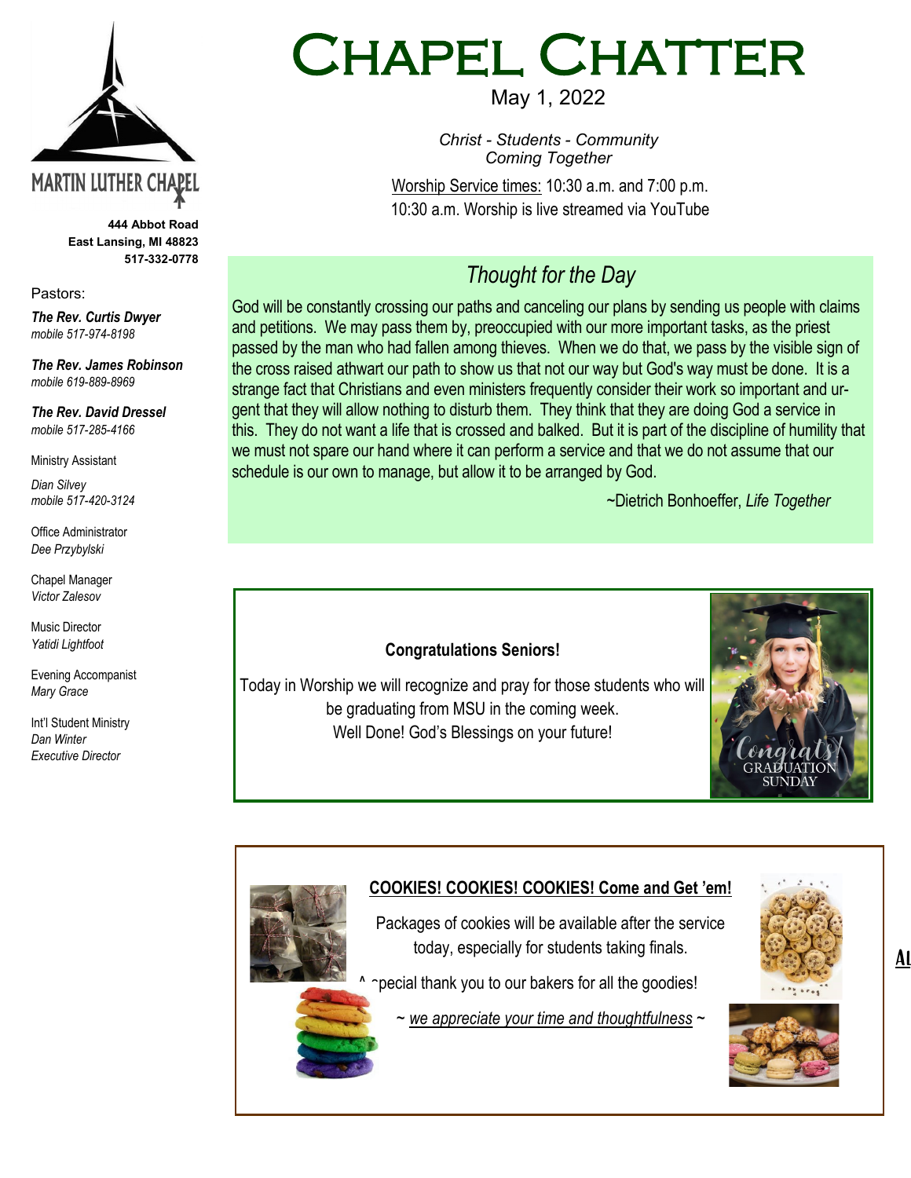# Chapel Chatter

May 1, 2022

*Christ - Students - Community*
*Coming Together*

Worship Service times: 10:30 a.m. and 7:00 p.m.
10:30 a.m. Worship is live streamed via YouTube

MARTIN LUTHER CHAPEL

**444 Abbot Road**
**East Lansing, MI 48823**
**517-332-0778**

Pastors:

***The Rev. Curtis Dwyer***
*mobile 517-974-8198*

***The Rev. James Robinson***
*mobile 619-889-8969*

***The Rev. David Dressel***
*mobile 517-285-4166*

Ministry Assistant
*Dian Silvey*
*mobile 517-420-3124*

Office Administrator
*Dee Przybylski*

Chapel Manager
*Victor Zalesov*

Music Director
*Yatidi Lightfoot*

Evening Accompanist
*Mary Grace*

Int'l Student Ministry
*Dan Winter*
*Executive Director*

## *Thought for the Day*

God will be constantly crossing our paths and canceling our plans by sending us people with claims and petitions. We may pass them by, preoccupied with our more important tasks, as the priest passed by the man who had fallen among thieves. When we do that, we pass by the visible sign of the cross raised athwart our path to show us that not our way but God's way must be done. It is a strange fact that Christians and even ministers frequently consider their work so important and urgent that they will allow nothing to disturb them. They think that they are doing God a service in this. They do not want a life that is crossed and balked. But it is part of the discipline of humility that we must not spare our hand where it can perform a service and that we do not assume that our schedule is our own to manage, but allow it to be arranged by God.

~Dietrich Bonhoeffer, *Life Together*

**Congratulations Seniors!**

Today in Worship we will recognize and pray for those students who will be graduating from MSU in the coming week.
Well Done! God's Blessings on your future!

Congrats! GRADUATION SUNDAY

**COOKIES! COOKIES! COOKIES! Come and Get 'em!**

Packages of cookies will be available after the service today, especially for students taking finals.

A special thank you to our bakers for all the goodies!

~ *we appreciate your time and thoughtfulness* ~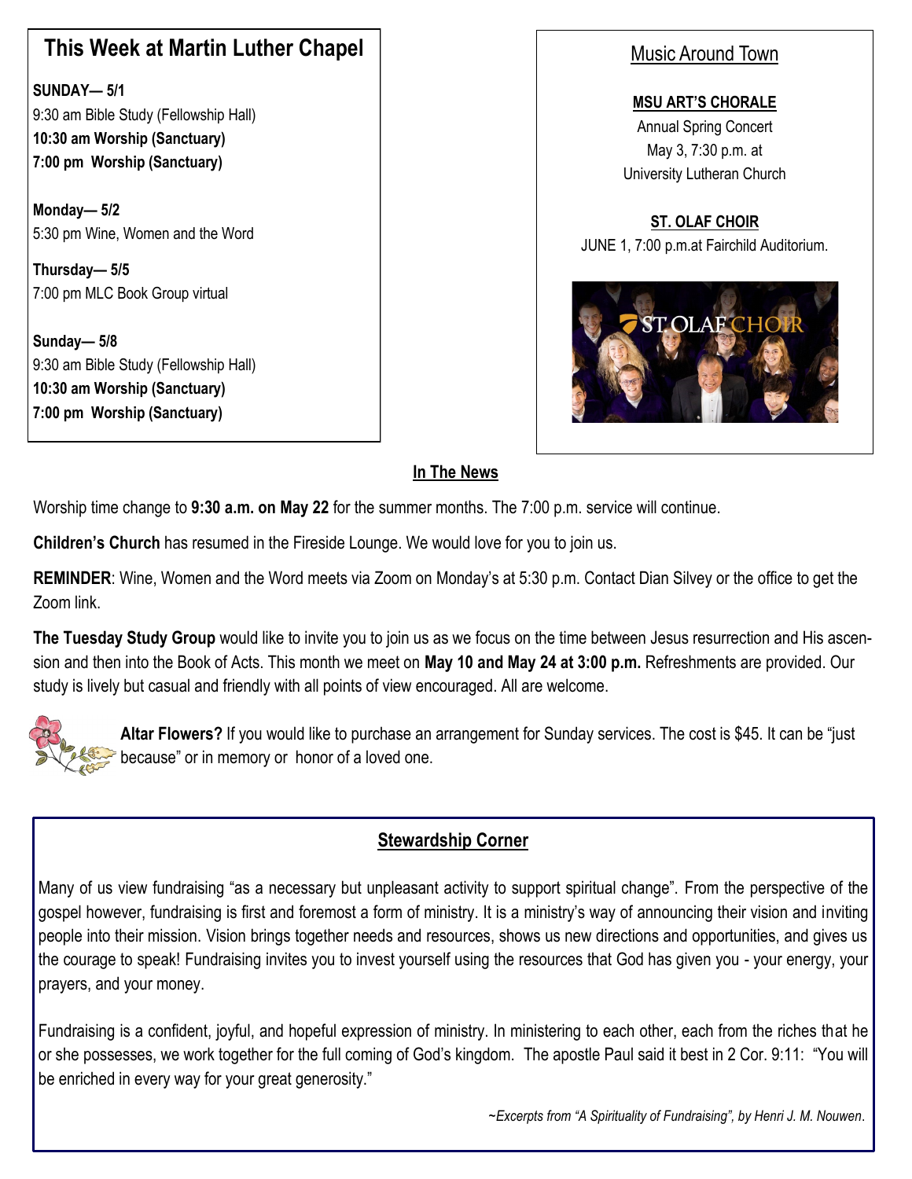## This Week at Martin Luther Chapel

**SUNDAY— 5/1**
9:30 am Bible Study (Fellowship Hall)
**10:30 am Worship (Sanctuary)**
**7:00 pm Worship (Sanctuary)**

**Monday— 5/2**
5:30 pm Wine, Women and the Word

**Thursday— 5/5**
7:00 pm MLC Book Group virtual

**Sunday— 5/8**
9:30 am Bible Study (Fellowship Hall)
**10:30 am Worship (Sanctuary)**
**7:00 pm Worship (Sanctuary)**

## Music Around Town

**MSU ART'S CHORALE**
Annual Spring Concert
May 3, 7:30 p.m. at
University Lutheran Church

**ST. OLAF CHOIR**
JUNE 1, 7:00 p.m.at Fairchild Auditorium.

## In The News

Worship time change to **9:30 a.m. on May 22** for the summer months. The 7:00 p.m. service will continue.

**Children's Church** has resumed in the Fireside Lounge. We would love for you to join us.

**REMINDER**: Wine, Women and the Word meets via Zoom on Monday's at 5:30 p.m. Contact Dian Silvey or the office to get the Zoom link.

**The Tuesday Study Group** would like to invite you to join us as we focus on the time between Jesus resurrection and His ascension and then into the Book of Acts. This month we meet on **May 10 and May 24 at 3:00 p.m.** Refreshments are provided. Our study is lively but casual and friendly with all points of view encouraged. All are welcome.

**Altar Flowers?** If you would like to purchase an arrangement for Sunday services. The cost is $45. It can be "just because" or in memory or honor of a loved one.

## Stewardship Corner

Many of us view fundraising "as a necessary but unpleasant activity to support spiritual change". From the perspective of the gospel however, fundraising is first and foremost a form of ministry. It is a ministry's way of announcing their vision and inviting people into their mission. Vision brings together needs and resources, shows us new directions and opportunities, and gives us the courage to speak! Fundraising invites you to invest yourself using the resources that God has given you - your energy, your prayers, and your money.

Fundraising is a confident, joyful, and hopeful expression of ministry. In ministering to each other, each from the riches that he or she possesses, we work together for the full coming of God's kingdom. The apostle Paul said it best in 2 Cor. 9:11: "You will be enriched in every way for your great generosity."

*~Excerpts from "A Spirituality of Fundraising", by Henri J. M. Nouwen*.